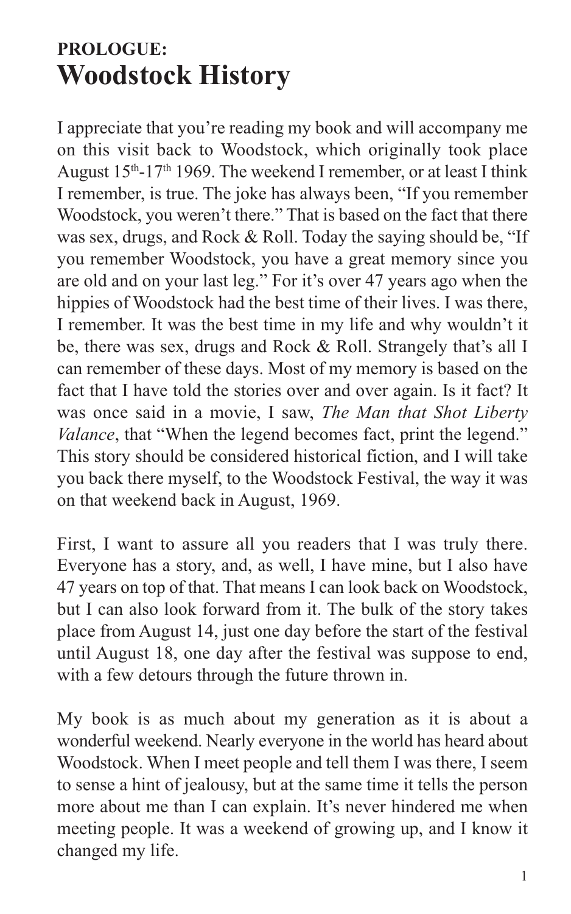# PROLOGUE:
# Woodstock History

I appreciate that you're reading my book and will accompany me on this visit back to Woodstock, which originally took place August 15th-17th 1969. The weekend I remember, or at least I think I remember, is true. The joke has always been, "If you remember Woodstock, you weren't there." That is based on the fact that there was sex, drugs, and Rock & Roll. Today the saying should be, "If you remember Woodstock, you have a great memory since you are old and on your last leg." For it's over 47 years ago when the hippies of Woodstock had the best time of their lives. I was there, I remember. It was the best time in my life and why wouldn't it be, there was sex, drugs and Rock & Roll. Strangely that's all I can remember of these days. Most of my memory is based on the fact that I have told the stories over and over again. Is it fact? It was once said in a movie, I saw, *The Man that Shot Liberty Valance*, that "When the legend becomes fact, print the legend." This story should be considered historical fiction, and I will take you back there myself, to the Woodstock Festival, the way it was on that weekend back in August, 1969.

First, I want to assure all you readers that I was truly there. Everyone has a story, and, as well, I have mine, but I also have 47 years on top of that. That means I can look back on Woodstock, but I can also look forward from it. The bulk of the story takes place from August 14, just one day before the start of the festival until August 18, one day after the festival was suppose to end, with a few detours through the future thrown in.

My book is as much about my generation as it is about a wonderful weekend. Nearly everyone in the world has heard about Woodstock. When I meet people and tell them I was there, I seem to sense a hint of jealousy, but at the same time it tells the person more about me than I can explain. It's never hindered me when meeting people. It was a weekend of growing up, and I know it changed my life.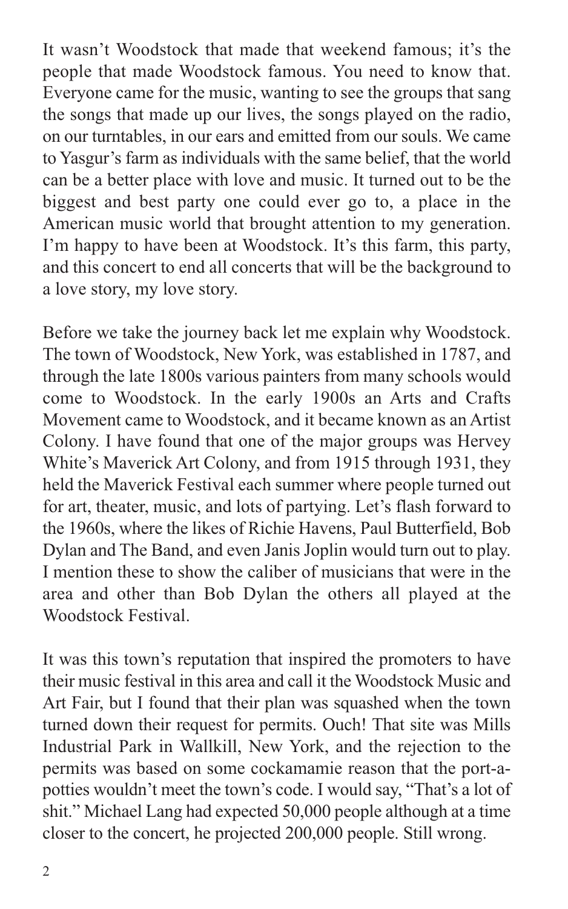It wasn't Woodstock that made that weekend famous; it's the people that made Woodstock famous. You need to know that. Everyone came for the music, wanting to see the groups that sang the songs that made up our lives, the songs played on the radio, on our turntables, in our ears and emitted from our souls. We came to Yasgur's farm as individuals with the same belief, that the world can be a better place with love and music. It turned out to be the biggest and best party one could ever go to, a place in the American music world that brought attention to my generation. I'm happy to have been at Woodstock. It's this farm, this party, and this concert to end all concerts that will be the background to a love story, my love story.

Before we take the journey back let me explain why Woodstock. The town of Woodstock, New York, was established in 1787, and through the late 1800s various painters from many schools would come to Woodstock. In the early 1900s an Arts and Crafts Movement came to Woodstock, and it became known as an Artist Colony. I have found that one of the major groups was Hervey White's Maverick Art Colony, and from 1915 through 1931, they held the Maverick Festival each summer where people turned out for art, theater, music, and lots of partying. Let's flash forward to the 1960s, where the likes of Richie Havens, Paul Butterfield, Bob Dylan and The Band, and even Janis Joplin would turn out to play. I mention these to show the caliber of musicians that were in the area and other than Bob Dylan the others all played at the Woodstock Festival.

It was this town's reputation that inspired the promoters to have their music festival in this area and call it the Woodstock Music and Art Fair, but I found that their plan was squashed when the town turned down their request for permits. Ouch! That site was Mills Industrial Park in Wallkill, New York, and the rejection to the permits was based on some cockamamie reason that the port-a-potties wouldn't meet the town's code. I would say, "That's a lot of shit." Michael Lang had expected 50,000 people although at a time closer to the concert, he projected 200,000 people. Still wrong.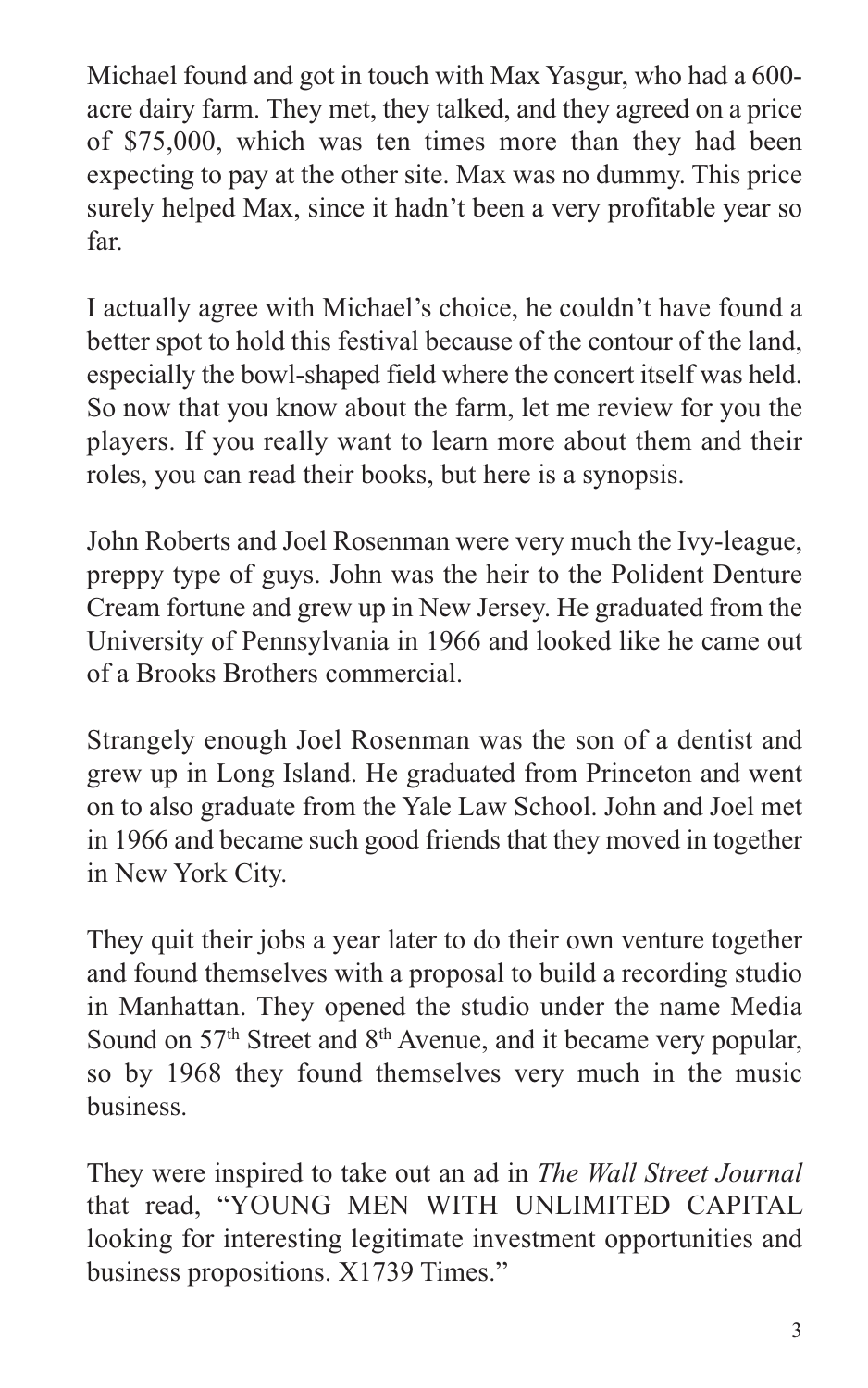Michael found and got in touch with Max Yasgur, who had a 600-acre dairy farm. They met, they talked, and they agreed on a price of $75,000, which was ten times more than they had been expecting to pay at the other site. Max was no dummy. This price surely helped Max, since it hadn't been a very profitable year so far.

I actually agree with Michael's choice, he couldn't have found a better spot to hold this festival because of the contour of the land, especially the bowl-shaped field where the concert itself was held. So now that you know about the farm, let me review for you the players. If you really want to learn more about them and their roles, you can read their books, but here is a synopsis.

John Roberts and Joel Rosenman were very much the Ivy-league, preppy type of guys. John was the heir to the Polident Denture Cream fortune and grew up in New Jersey. He graduated from the University of Pennsylvania in 1966 and looked like he came out of a Brooks Brothers commercial.

Strangely enough Joel Rosenman was the son of a dentist and grew up in Long Island. He graduated from Princeton and went on to also graduate from the Yale Law School. John and Joel met in 1966 and became such good friends that they moved in together in New York City.

They quit their jobs a year later to do their own venture together and found themselves with a proposal to build a recording studio in Manhattan. They opened the studio under the name Media Sound on 57th Street and 8th Avenue, and it became very popular, so by 1968 they found themselves very much in the music business.

They were inspired to take out an ad in *The Wall Street Journal* that read, "YOUNG MEN WITH UNLIMITED CAPITAL looking for interesting legitimate investment opportunities and business propositions. X1739 Times."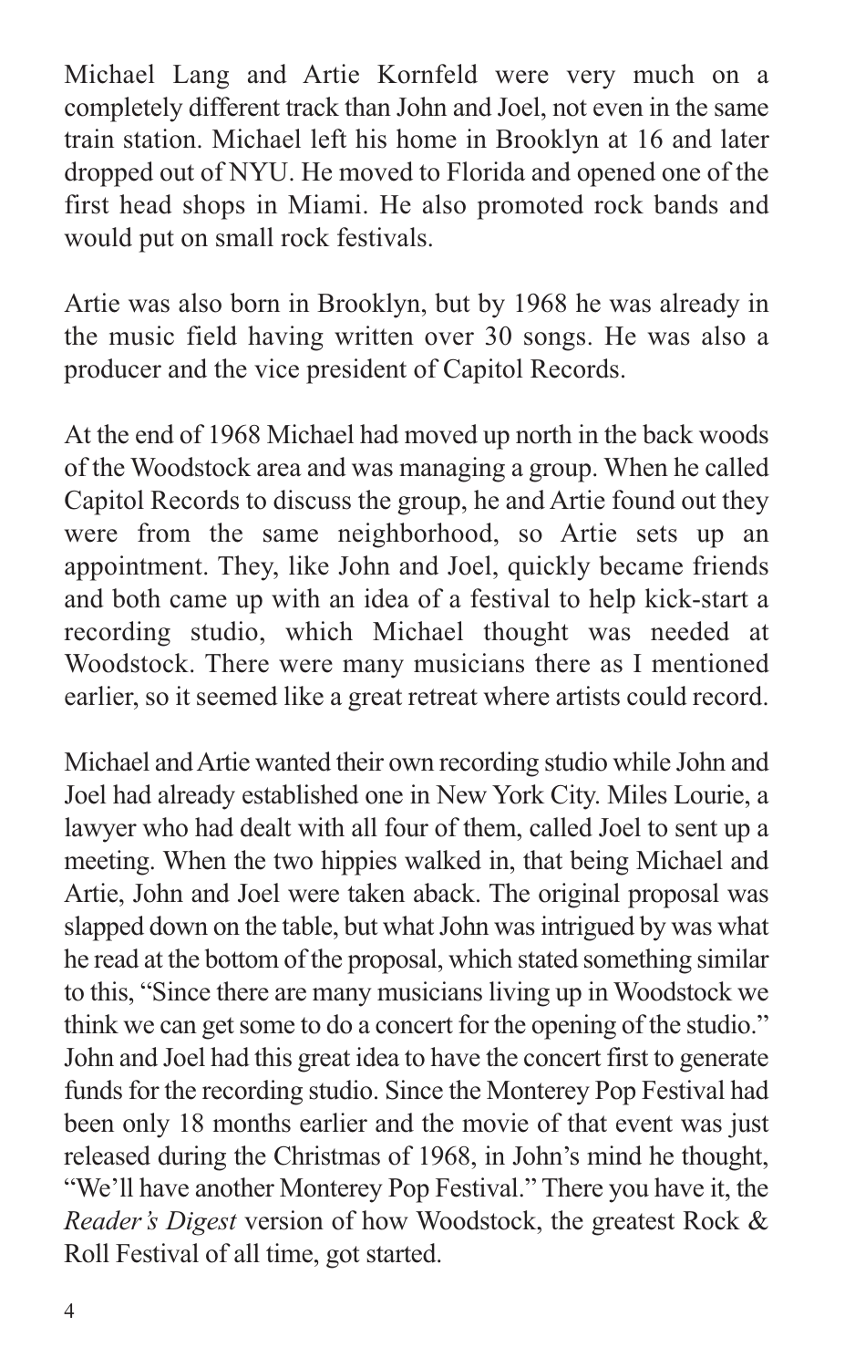Michael Lang and Artie Kornfeld were very much on a completely different track than John and Joel, not even in the same train station. Michael left his home in Brooklyn at 16 and later dropped out of NYU. He moved to Florida and opened one of the first head shops in Miami. He also promoted rock bands and would put on small rock festivals.

Artie was also born in Brooklyn, but by 1968 he was already in the music field having written over 30 songs. He was also a producer and the vice president of Capitol Records.

At the end of 1968 Michael had moved up north in the back woods of the Woodstock area and was managing a group. When he called Capitol Records to discuss the group, he and Artie found out they were from the same neighborhood, so Artie sets up an appointment. They, like John and Joel, quickly became friends and both came up with an idea of a festival to help kick-start a recording studio, which Michael thought was needed at Woodstock. There were many musicians there as I mentioned earlier, so it seemed like a great retreat where artists could record.

Michael and Artie wanted their own recording studio while John and Joel had already established one in New York City. Miles Lourie, a lawyer who had dealt with all four of them, called Joel to sent up a meeting. When the two hippies walked in, that being Michael and Artie, John and Joel were taken aback. The original proposal was slapped down on the table, but what John was intrigued by was what he read at the bottom of the proposal, which stated something similar to this, "Since there are many musicians living up in Woodstock we think we can get some to do a concert for the opening of the studio." John and Joel had this great idea to have the concert first to generate funds for the recording studio. Since the Monterey Pop Festival had been only 18 months earlier and the movie of that event was just released during the Christmas of 1968, in John's mind he thought, "We'll have another Monterey Pop Festival." There you have it, the *Reader's Digest* version of how Woodstock, the greatest Rock & Roll Festival of all time, got started.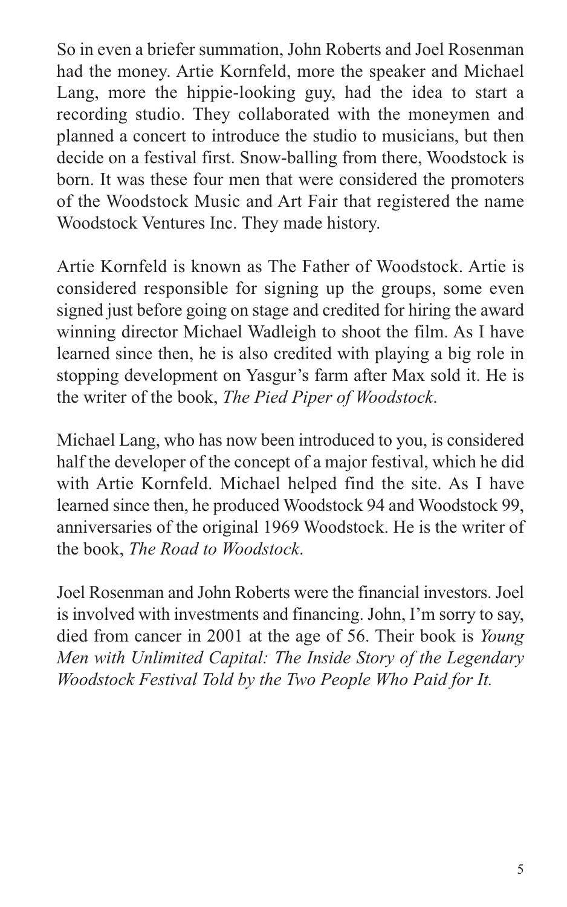So in even a briefer summation, John Roberts and Joel Rosenman had the money. Artie Kornfeld, more the speaker and Michael Lang, more the hippie-looking guy, had the idea to start a recording studio. They collaborated with the moneymen and planned a concert to introduce the studio to musicians, but then decide on a festival first. Snow-balling from there, Woodstock is born. It was these four men that were considered the promoters of the Woodstock Music and Art Fair that registered the name Woodstock Ventures Inc. They made history.

Artie Kornfeld is known as The Father of Woodstock. Artie is considered responsible for signing up the groups, some even signed just before going on stage and credited for hiring the award winning director Michael Wadleigh to shoot the film. As I have learned since then, he is also credited with playing a big role in stopping development on Yasgur's farm after Max sold it. He is the writer of the book, *The Pied Piper of Woodstock*.

Michael Lang, who has now been introduced to you, is considered half the developer of the concept of a major festival, which he did with Artie Kornfeld. Michael helped find the site. As I have learned since then, he produced Woodstock 94 and Woodstock 99, anniversaries of the original 1969 Woodstock. He is the writer of the book, *The Road to Woodstock*.

Joel Rosenman and John Roberts were the financial investors. Joel is involved with investments and financing. John, I'm sorry to say, died from cancer in 2001 at the age of 56. Their book is *Young Men with Unlimited Capital: The Inside Story of the Legendary Woodstock Festival Told by the Two People Who Paid for It.*